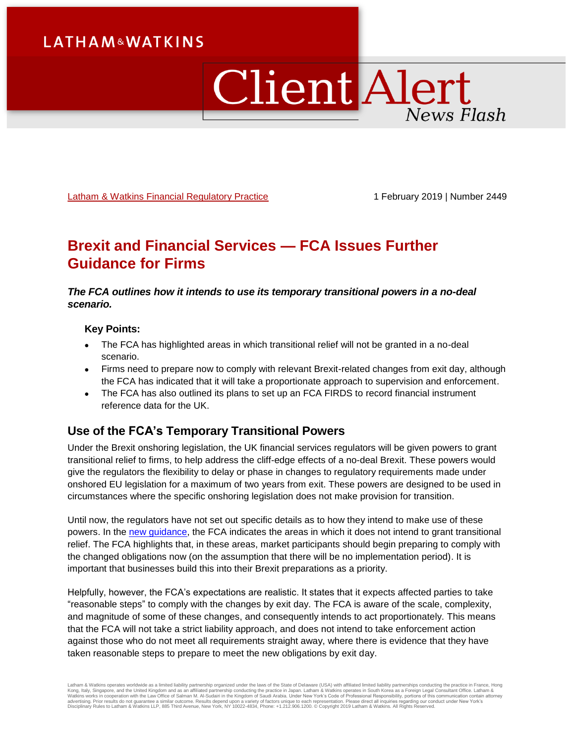LATHAM & WATKINS

# Client Alert

*News Flash*

Latham & Watkins Financial Regulatory Practice

1 February 2019 | Number 2449

# Brexit and Financial Services — FCA Issues Further Guidance for Firms

***The FCA outlines how it intends to use its temporary transitional powers in a no-deal scenario.***

**Key Points:**

- The FCA has highlighted areas in which transitional relief will not be granted in a no-deal scenario.
- Firms need to prepare now to comply with relevant Brexit-related changes from exit day, although the FCA has indicated that it will take a proportionate approach to supervision and enforcement.
- The FCA has also outlined its plans to set up an FCA FIRDS to record financial instrument reference data for the UK.

## Use of the FCA's Temporary Transitional Powers

Under the Brexit onshoring legislation, the UK financial services regulators will be given powers to grant transitional relief to firms, to help address the cliff-edge effects of a no-deal Brexit. These powers would give the regulators the flexibility to delay or phase in changes to regulatory requirements made under onshored EU legislation for a maximum of two years from exit. These powers are designed to be used in circumstances where the specific onshoring legislation does not make provision for transition.

Until now, the regulators have not set out specific details as to how they intend to make use of these powers. In the new guidance, the FCA indicates the areas in which it does not intend to grant transitional relief. The FCA highlights that, in these areas, market participants should begin preparing to comply with the changed obligations now (on the assumption that there will be no implementation period). It is important that businesses build this into their Brexit preparations as a priority.

Helpfully, however, the FCA's expectations are realistic. It states that it expects affected parties to take "reasonable steps" to comply with the changes by exit day. The FCA is aware of the scale, complexity, and magnitude of some of these changes, and consequently intends to act proportionately. This means that the FCA will not take a strict liability approach, and does not intend to take enforcement action against those who do not meet all requirements straight away, where there is evidence that they have taken reasonable steps to prepare to meet the new obligations by exit day.

Latham & Watkins operates worldwide as a limited liability partnership organized under the laws of the State of Delaware (USA) with affiliated limited liability partnerships conducting the practice in France, Hong Kong, Italy, Singapore, and the United Kingdom and as an affiliated partnership conducting the practice in Japan. Latham & Watkins operates in South Korea as a Foreign Legal Consultant Office. Latham & Watkins works in cooperation with the Law Office of Salman M. Al-Sudairi in the Kingdom of Saudi Arabia. Under New York's Code of Professional Responsibility, portions of this communication contain attorney advertising. Prior results do not guarantee a similar outcome. Results depend upon a variety of factors unique to each representation. Please direct all inquiries regarding our conduct under New York's Disciplinary Rules to Latham & Watkins LLP, 885 Third Avenue, New York, NY 10022-4834, Phone: +1.212.906.1200. © Copyright 2019 Latham & Watkins. All Rights Reserved.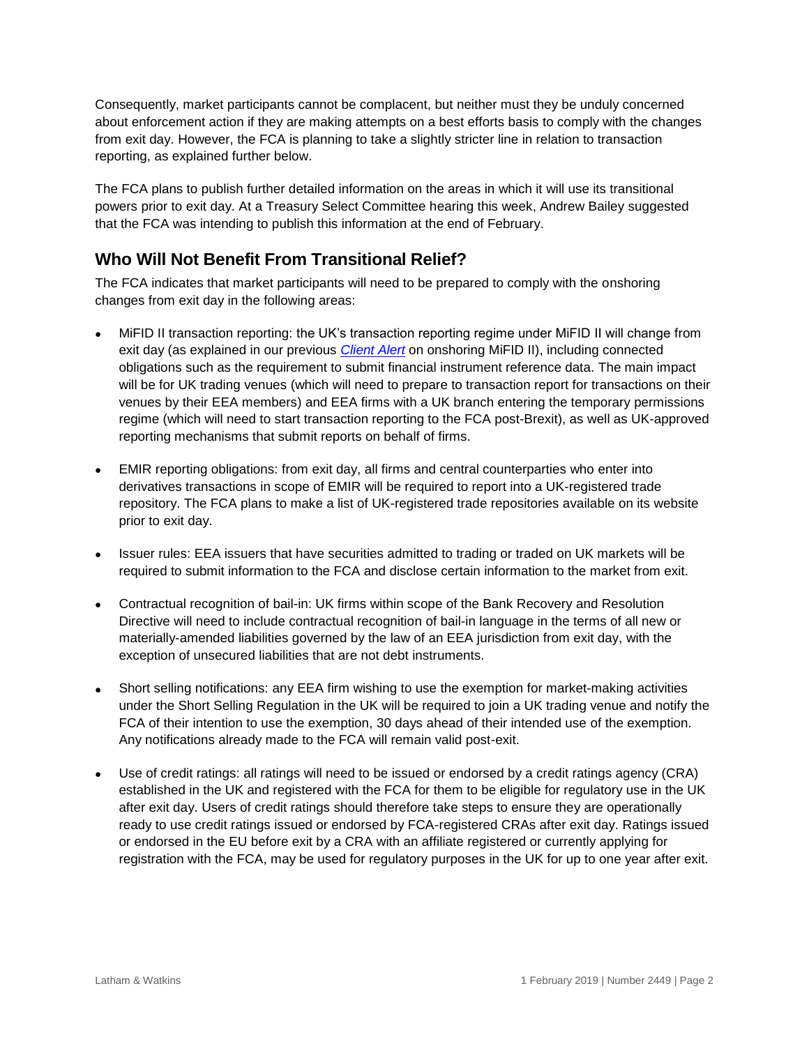Consequently, market participants cannot be complacent, but neither must they be unduly concerned about enforcement action if they are making attempts on a best efforts basis to comply with the changes from exit day. However, the FCA is planning to take a slightly stricter line in relation to transaction reporting, as explained further below.

The FCA plans to publish further detailed information on the areas in which it will use its transitional powers prior to exit day. At a Treasury Select Committee hearing this week, Andrew Bailey suggested that the FCA was intending to publish this information at the end of February.

## Who Will Not Benefit From Transitional Relief?

The FCA indicates that market participants will need to be prepared to comply with the onshoring changes from exit day in the following areas:

- MiFID II transaction reporting: the UK's transaction reporting regime under MiFID II will change from exit day (as explained in our previous *Client Alert* on onshoring MiFID II), including connected obligations such as the requirement to submit financial instrument reference data. The main impact will be for UK trading venues (which will need to prepare to transaction report for transactions on their venues by their EEA members) and EEA firms with a UK branch entering the temporary permissions regime (which will need to start transaction reporting to the FCA post-Brexit), as well as UK-approved reporting mechanisms that submit reports on behalf of firms.

- EMIR reporting obligations: from exit day, all firms and central counterparties who enter into derivatives transactions in scope of EMIR will be required to report into a UK-registered trade repository. The FCA plans to make a list of UK-registered trade repositories available on its website prior to exit day.

- Issuer rules: EEA issuers that have securities admitted to trading or traded on UK markets will be required to submit information to the FCA and disclose certain information to the market from exit.

- Contractual recognition of bail-in: UK firms within scope of the Bank Recovery and Resolution Directive will need to include contractual recognition of bail-in language in the terms of all new or materially-amended liabilities governed by the law of an EEA jurisdiction from exit day, with the exception of unsecured liabilities that are not debt instruments.

- Short selling notifications: any EEA firm wishing to use the exemption for market-making activities under the Short Selling Regulation in the UK will be required to join a UK trading venue and notify the FCA of their intention to use the exemption, 30 days ahead of their intended use of the exemption. Any notifications already made to the FCA will remain valid post-exit.

- Use of credit ratings: all ratings will need to be issued or endorsed by a credit ratings agency (CRA) established in the UK and registered with the FCA for them to be eligible for regulatory use in the UK after exit day. Users of credit ratings should therefore take steps to ensure they are operationally ready to use credit ratings issued or endorsed by FCA-registered CRAs after exit day. Ratings issued or endorsed in the EU before exit by a CRA with an affiliate registered or currently applying for registration with the FCA, may be used for regulatory purposes in the UK for up to one year after exit.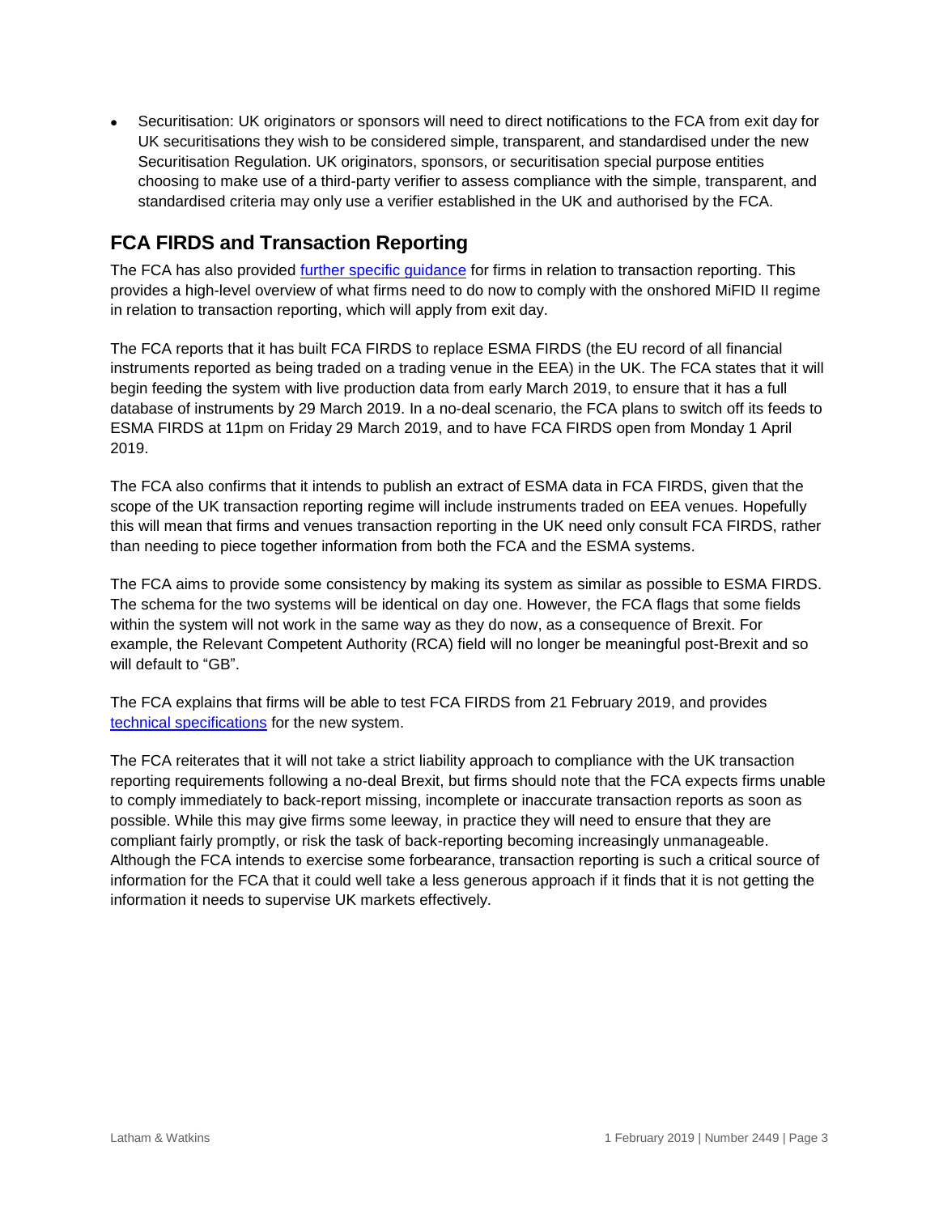- Securitisation: UK originators or sponsors will need to direct notifications to the FCA from exit day for UK securitisations they wish to be considered simple, transparent, and standardised under the new Securitisation Regulation. UK originators, sponsors, or securitisation special purpose entities choosing to make use of a third-party verifier to assess compliance with the simple, transparent, and standardised criteria may only use a verifier established in the UK and authorised by the FCA.

## FCA FIRDS and Transaction Reporting

The FCA has also provided further specific guidance for firms in relation to transaction reporting. This provides a high-level overview of what firms need to do now to comply with the onshored MiFID II regime in relation to transaction reporting, which will apply from exit day.

The FCA reports that it has built FCA FIRDS to replace ESMA FIRDS (the EU record of all financial instruments reported as being traded on a trading venue in the EEA) in the UK. The FCA states that it will begin feeding the system with live production data from early March 2019, to ensure that it has a full database of instruments by 29 March 2019. In a no-deal scenario, the FCA plans to switch off its feeds to ESMA FIRDS at 11pm on Friday 29 March 2019, and to have FCA FIRDS open from Monday 1 April 2019.

The FCA also confirms that it intends to publish an extract of ESMA data in FCA FIRDS, given that the scope of the UK transaction reporting regime will include instruments traded on EEA venues. Hopefully this will mean that firms and venues transaction reporting in the UK need only consult FCA FIRDS, rather than needing to piece together information from both the FCA and the ESMA systems.

The FCA aims to provide some consistency by making its system as similar as possible to ESMA FIRDS. The schema for the two systems will be identical on day one. However, the FCA flags that some fields within the system will not work in the same way as they do now, as a consequence of Brexit. For example, the Relevant Competent Authority (RCA) field will no longer be meaningful post-Brexit and so will default to "GB".

The FCA explains that firms will be able to test FCA FIRDS from 21 February 2019, and provides technical specifications for the new system.

The FCA reiterates that it will not take a strict liability approach to compliance with the UK transaction reporting requirements following a no-deal Brexit, but firms should note that the FCA expects firms unable to comply immediately to back-report missing, incomplete or inaccurate transaction reports as soon as possible. While this may give firms some leeway, in practice they will need to ensure that they are compliant fairly promptly, or risk the task of back-reporting becoming increasingly unmanageable. Although the FCA intends to exercise some forbearance, transaction reporting is such a critical source of information for the FCA that it could well take a less generous approach if it finds that it is not getting the information it needs to supervise UK markets effectively.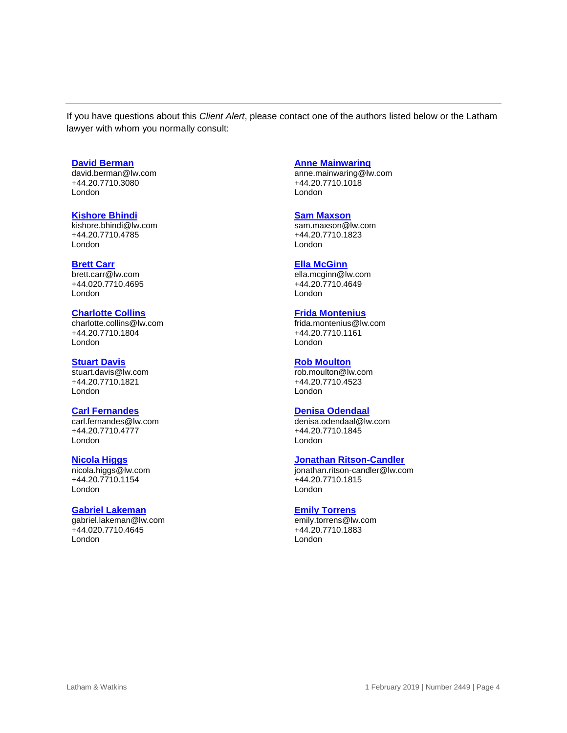If you have questions about this *Client Alert*, please contact one of the authors listed below or the Latham lawyer with whom you normally consult:

**David Berman**
david.berman@lw.com
+44.20.7710.3080
London

**Kishore Bhindi**
kishore.bhindi@lw.com
+44.20.7710.4785
London

**Brett Carr**
brett.carr@lw.com
+44.020.7710.4695
London

**Charlotte Collins**
charlotte.collins@lw.com
+44.20.7710.1804
London

**Stuart Davis**
stuart.davis@lw.com
+44.20.7710.1821
London

**Carl Fernandes**
carl.fernandes@lw.com
+44.20.7710.4777
London

**Nicola Higgs**
nicola.higgs@lw.com
+44.20.7710.1154
London

**Gabriel Lakeman**
gabriel.lakeman@lw.com
+44.020.7710.4645
London

**Anne Mainwaring**
anne.mainwaring@lw.com
+44.20.7710.1018
London

**Sam Maxson**
sam.maxson@lw.com
+44.20.7710.1823
London

**Ella McGinn**
ella.mcginn@lw.com
+44.20.7710.4649
London

**Frida Montenius**
frida.montenius@lw.com
+44.20.7710.1161
London

**Rob Moulton**
rob.moulton@lw.com
+44.20.7710.4523
London

**Denisa Odendaal**
denisa.odendaal@lw.com
+44.20.7710.1845
London

**Jonathan Ritson-Candler**
jonathan.ritson-candler@lw.com
+44.20.7710.1815
London

**Emily Torrens**
emily.torrens@lw.com
+44.20.7710.1883
London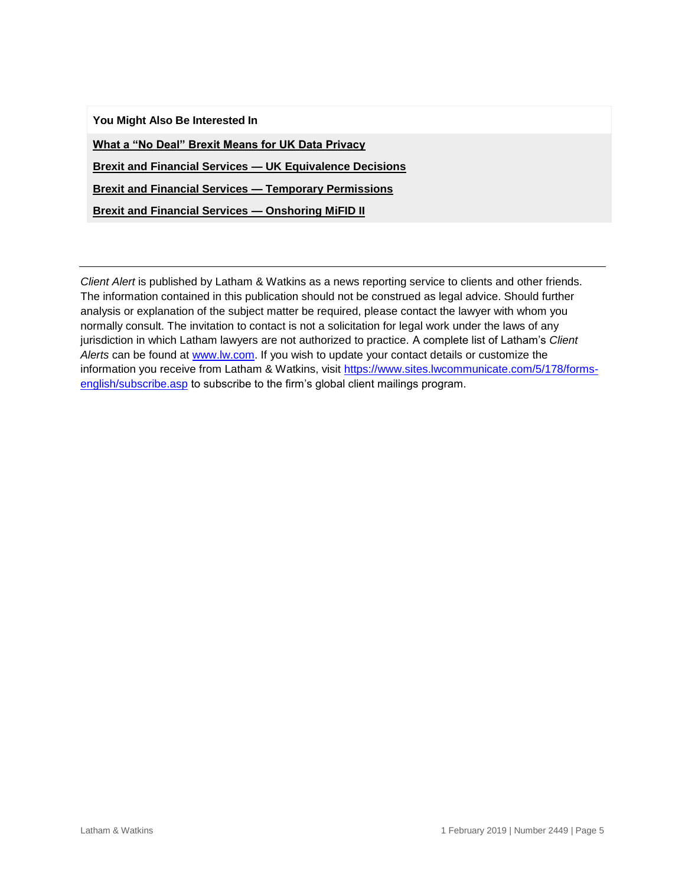**You Might Also Be Interested In**

**[What a "No Deal" Brexit Means for UK Data Privacy]**

**[Brexit and Financial Services — UK Equivalence Decisions]**

**[Brexit and Financial Services — Temporary Permissions]**

**[Brexit and Financial Services — Onshoring MiFID II]**

---

*Client Alert* is published by Latham & Watkins as a news reporting service to clients and other friends. The information contained in this publication should not be construed as legal advice. Should further analysis or explanation of the subject matter be required, please contact the lawyer with whom you normally consult. The invitation to contact is not a solicitation for legal work under the laws of any jurisdiction in which Latham lawyers are not authorized to practice. A complete list of Latham's *Client Alerts* can be found at www.lw.com. If you wish to update your contact details or customize the information you receive from Latham & Watkins, visit https://www.sites.lwcommunicate.com/5/178/forms-english/subscribe.asp to subscribe to the firm's global client mailings program.